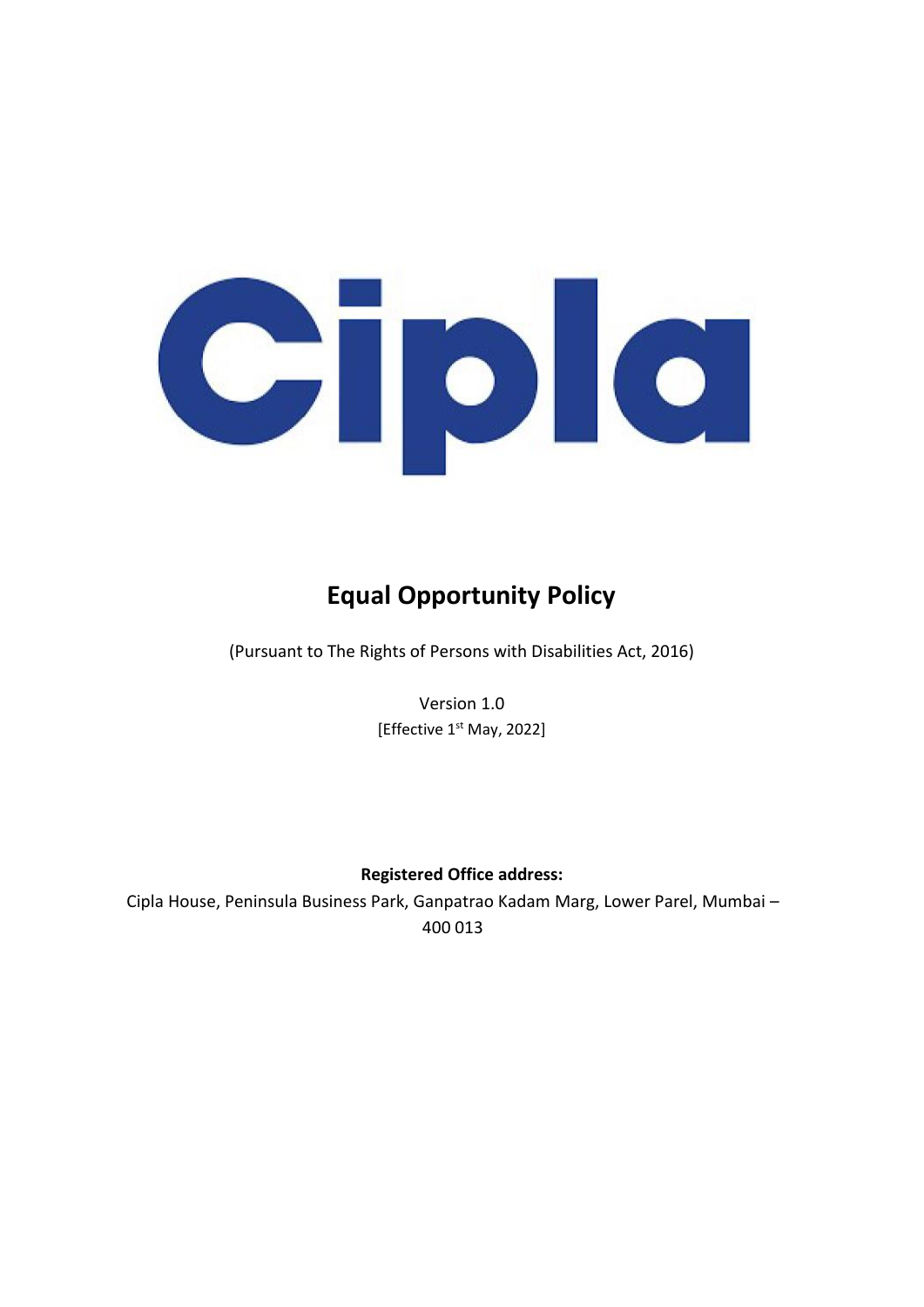Cipla

# Equal Opportunity Policy

(Pursuant to The Rights of Persons with Disabilities Act, 2016)

Version 1.0

[Effective 1st May, 2022]

**Registered Office address:**

Cipla House, Peninsula Business Park, Ganpatrao Kadam Marg, Lower Parel, Mumbai – 400 013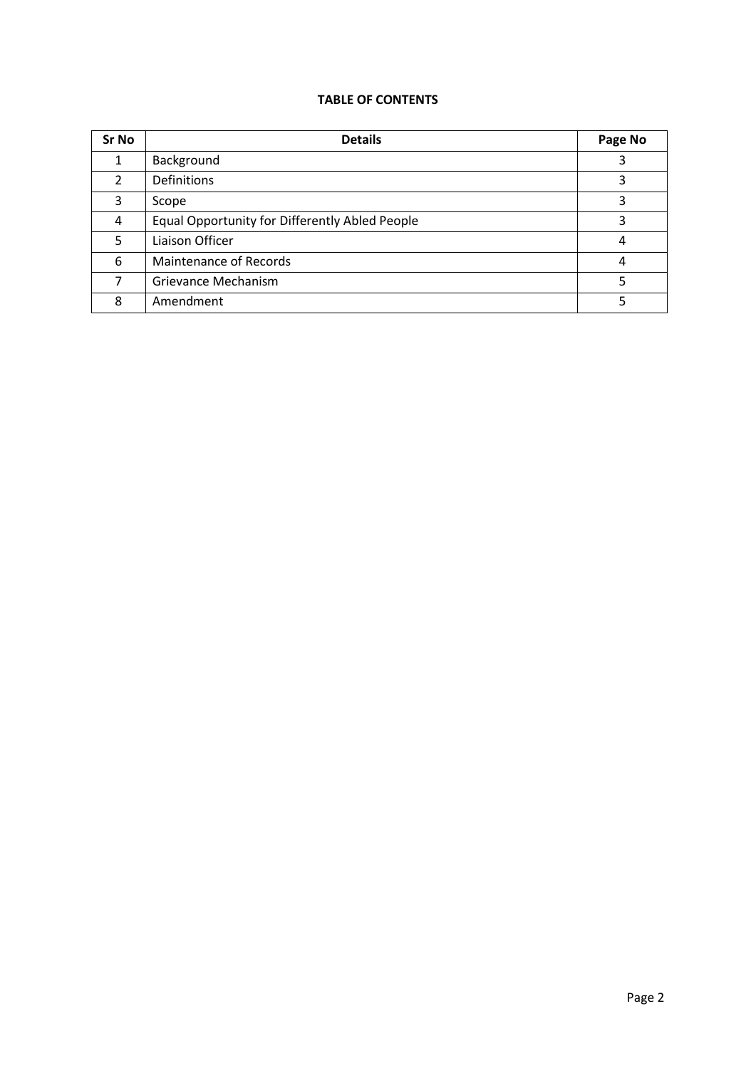**TABLE OF CONTENTS**

| Sr No | Details | Page No |
| --- | --- | --- |
| 1 | Background | 3 |
| 2 | Definitions | 3 |
| 3 | Scope | 3 |
| 4 | Equal Opportunity for Differently Abled People | 3 |
| 5 | Liaison Officer | 4 |
| 6 | Maintenance of Records | 4 |
| 7 | Grievance Mechanism | 5 |
| 8 | Amendment | 5 |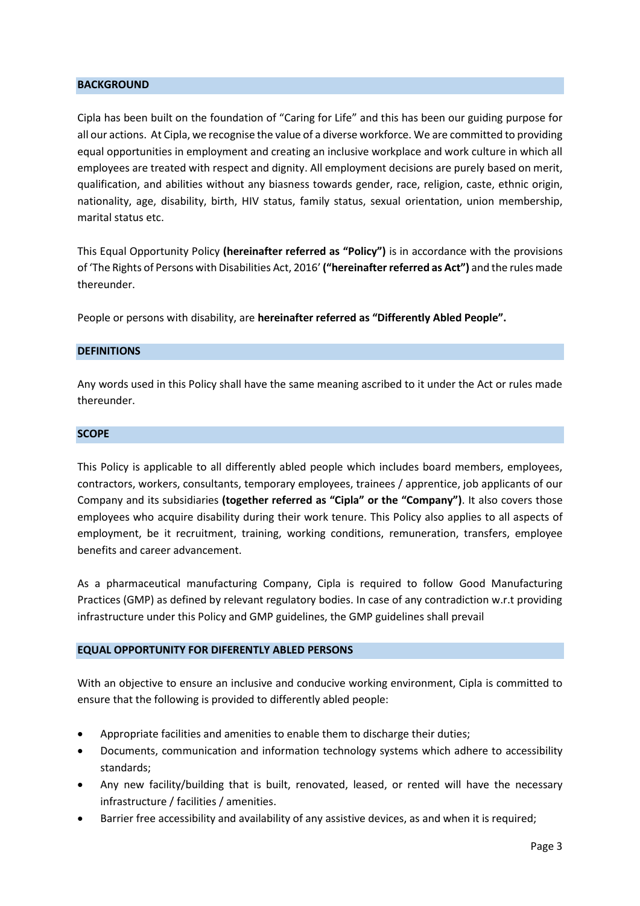## BACKGROUND

Cipla has been built on the foundation of "Caring for Life" and this has been our guiding purpose for all our actions. At Cipla, we recognise the value of a diverse workforce. We are committed to providing equal opportunities in employment and creating an inclusive workplace and work culture in which all employees are treated with respect and dignity. All employment decisions are purely based on merit, qualification, and abilities without any biasness towards gender, race, religion, caste, ethnic origin, nationality, age, disability, birth, HIV status, family status, sexual orientation, union membership, marital status etc.

This Equal Opportunity Policy **(hereinafter referred as "Policy")** is in accordance with the provisions of 'The Rights of Persons with Disabilities Act, 2016' **("hereinafter referred as Act")** and the rules made thereunder.

People or persons with disability, are **hereinafter referred as "Differently Abled People".**

## DEFINITIONS

Any words used in this Policy shall have the same meaning ascribed to it under the Act or rules made thereunder.

## SCOPE

This Policy is applicable to all differently abled people which includes board members, employees, contractors, workers, consultants, temporary employees, trainees / apprentice, job applicants of our Company and its subsidiaries **(together referred as "Cipla" or the "Company")**. It also covers those employees who acquire disability during their work tenure. This Policy also applies to all aspects of employment, be it recruitment, training, working conditions, remuneration, transfers, employee benefits and career advancement.

As a pharmaceutical manufacturing Company, Cipla is required to follow Good Manufacturing Practices (GMP) as defined by relevant regulatory bodies. In case of any contradiction w.r.t providing infrastructure under this Policy and GMP guidelines, the GMP guidelines shall prevail

## EQUAL OPPORTUNITY FOR DIFERENTLY ABLED PERSONS

With an objective to ensure an inclusive and conducive working environment, Cipla is committed to ensure that the following is provided to differently abled people:

- Appropriate facilities and amenities to enable them to discharge their duties;
- Documents, communication and information technology systems which adhere to accessibility standards;
- Any new facility/building that is built, renovated, leased, or rented will have the necessary infrastructure / facilities / amenities.
- Barrier free accessibility and availability of any assistive devices, as and when it is required;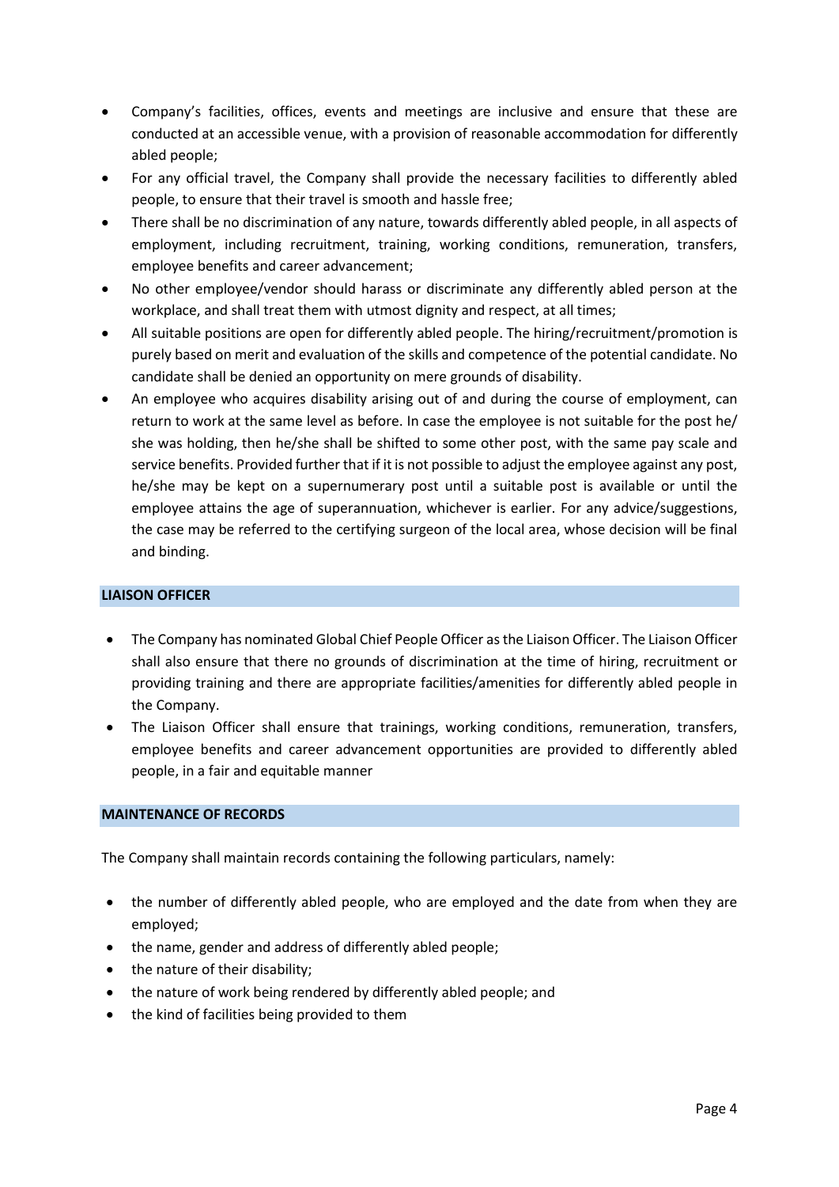- Company's facilities, offices, events and meetings are inclusive and ensure that these are conducted at an accessible venue, with a provision of reasonable accommodation for differently abled people;
- For any official travel, the Company shall provide the necessary facilities to differently abled people, to ensure that their travel is smooth and hassle free;
- There shall be no discrimination of any nature, towards differently abled people, in all aspects of employment, including recruitment, training, working conditions, remuneration, transfers, employee benefits and career advancement;
- No other employee/vendor should harass or discriminate any differently abled person at the workplace, and shall treat them with utmost dignity and respect, at all times;
- All suitable positions are open for differently abled people. The hiring/recruitment/promotion is purely based on merit and evaluation of the skills and competence of the potential candidate. No candidate shall be denied an opportunity on mere grounds of disability.
- An employee who acquires disability arising out of and during the course of employment, can return to work at the same level as before. In case the employee is not suitable for the post he/ she was holding, then he/she shall be shifted to some other post, with the same pay scale and service benefits. Provided further that if it is not possible to adjust the employee against any post, he/she may be kept on a supernumerary post until a suitable post is available or until the employee attains the age of superannuation, whichever is earlier. For any advice/suggestions, the case may be referred to the certifying surgeon of the local area, whose decision will be final and binding.

## LIAISON OFFICER

- The Company has nominated Global Chief People Officer as the Liaison Officer. The Liaison Officer shall also ensure that there no grounds of discrimination at the time of hiring, recruitment or providing training and there are appropriate facilities/amenities for differently abled people in the Company.
- The Liaison Officer shall ensure that trainings, working conditions, remuneration, transfers, employee benefits and career advancement opportunities are provided to differently abled people, in a fair and equitable manner

## MAINTENANCE OF RECORDS

The Company shall maintain records containing the following particulars, namely:

- the number of differently abled people, who are employed and the date from when they are employed;
- the name, gender and address of differently abled people;
- the nature of their disability;
- the nature of work being rendered by differently abled people; and
- the kind of facilities being provided to them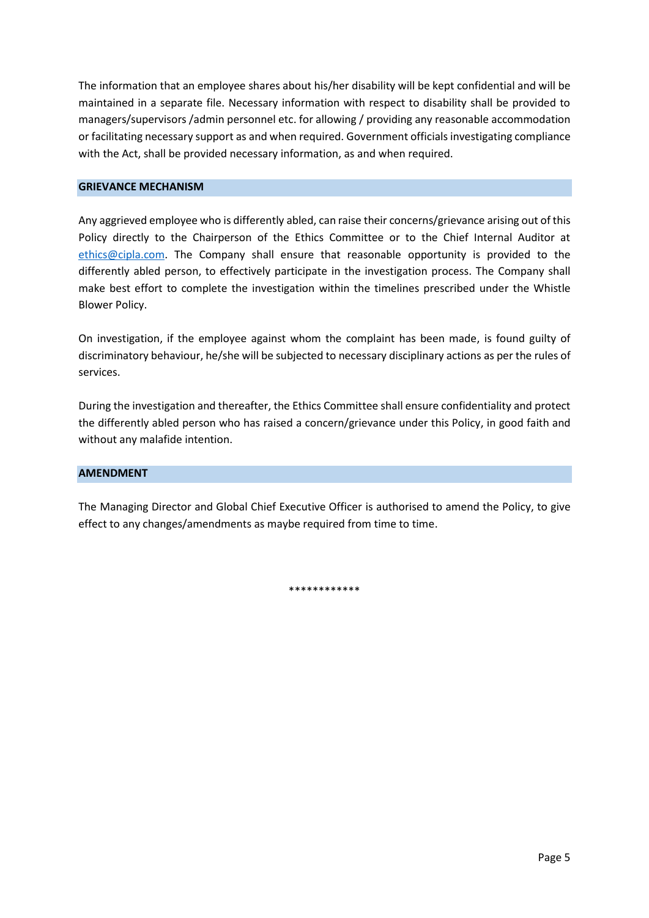The information that an employee shares about his/her disability will be kept confidential and will be maintained in a separate file. Necessary information with respect to disability shall be provided to managers/supervisors /admin personnel etc. for allowing / providing any reasonable accommodation or facilitating necessary support as and when required. Government officials investigating compliance with the Act, shall be provided necessary information, as and when required.

## GRIEVANCE MECHANISM

Any aggrieved employee who is differently abled, can raise their concerns/grievance arising out of this Policy directly to the Chairperson of the Ethics Committee or to the Chief Internal Auditor at [ethics@cipla.com](mailto:ethics@cipla.com). The Company shall ensure that reasonable opportunity is provided to the differently abled person, to effectively participate in the investigation process. The Company shall make best effort to complete the investigation within the timelines prescribed under the Whistle Blower Policy.

On investigation, if the employee against whom the complaint has been made, is found guilty of discriminatory behaviour, he/she will be subjected to necessary disciplinary actions as per the rules of services.

During the investigation and thereafter, the Ethics Committee shall ensure confidentiality and protect the differently abled person who has raised a concern/grievance under this Policy, in good faith and without any malafide intention.

## AMENDMENT

The Managing Director and Global Chief Executive Officer is authorised to amend the Policy, to give effect to any changes/amendments as maybe required from time to time.

************